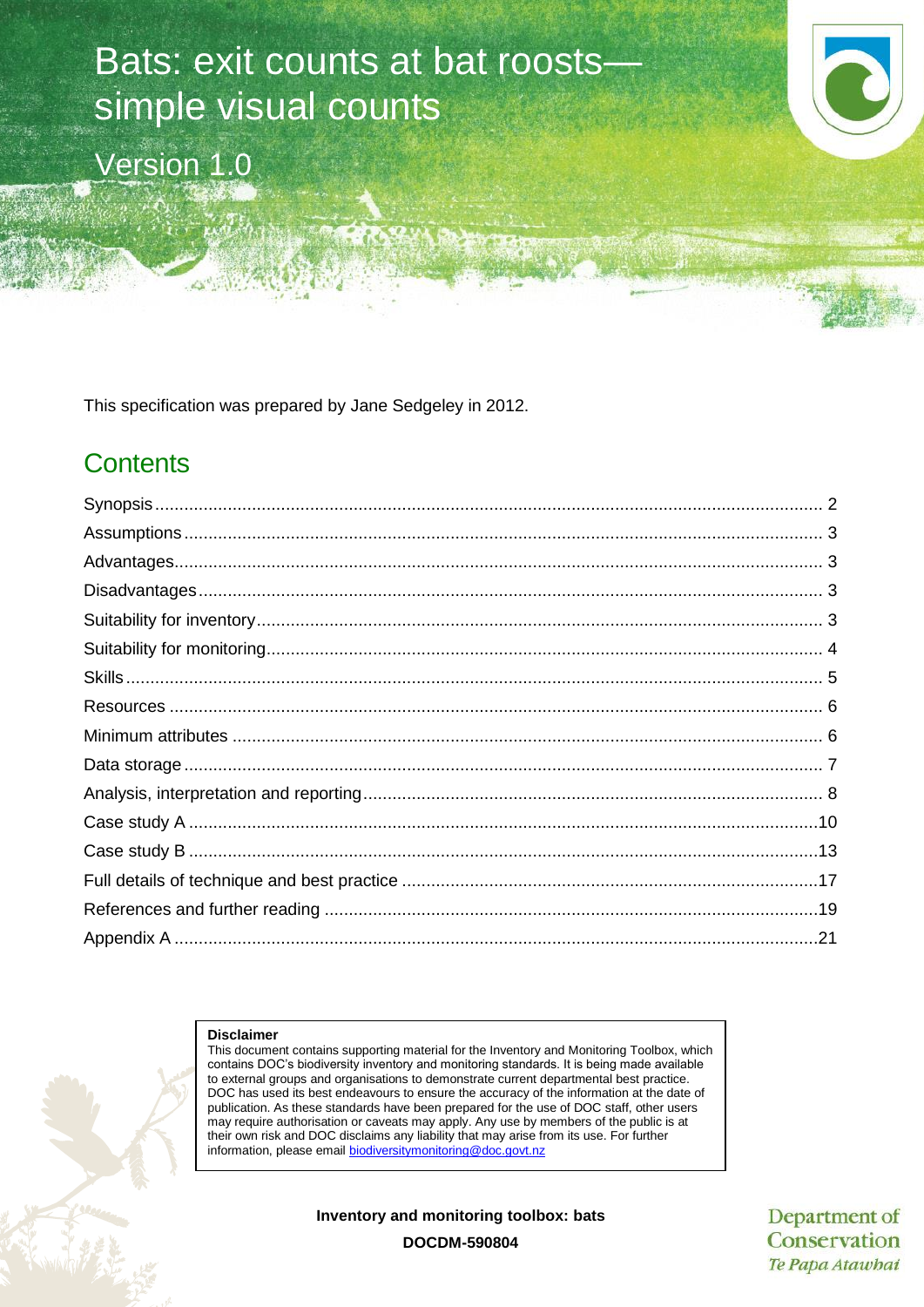# Bats: exit counts at bat roosts—simple visual counts

Version 1.0

This specification was prepared by Jane Sedgeley in 2012.

## Contents

Synopsis ..... 2
Assumptions ..... 3
Advantages ..... 3
Disadvantages ..... 3
Suitability for inventory ..... 3
Suitability for monitoring ..... 4
Skills ..... 5
Resources ..... 6
Minimum attributes ..... 6
Data storage ..... 7
Analysis, interpretation and reporting ..... 8
Case study A ..... 10
Case study B ..... 13
Full details of technique and best practice ..... 17
References and further reading ..... 19
Appendix A ..... 21

**Disclaimer**
This document contains supporting material for the Inventory and Monitoring Toolbox, which contains DOC's biodiversity inventory and monitoring standards. It is being made available to external groups and organisations to demonstrate current departmental best practice. DOC has used its best endeavours to ensure the accuracy of the information at the date of publication. As these standards have been prepared for the use of DOC staff, other users may require authorisation or caveats may apply. Any use by members of the public is at their own risk and DOC disclaims any liability that may arise from its use. For further information, please email biodiversitymonitoring@doc.govt.nz

**Inventory and monitoring toolbox: bats**

**DOCDM-590804**

Department of Conservation
*Te Papa Atawhai*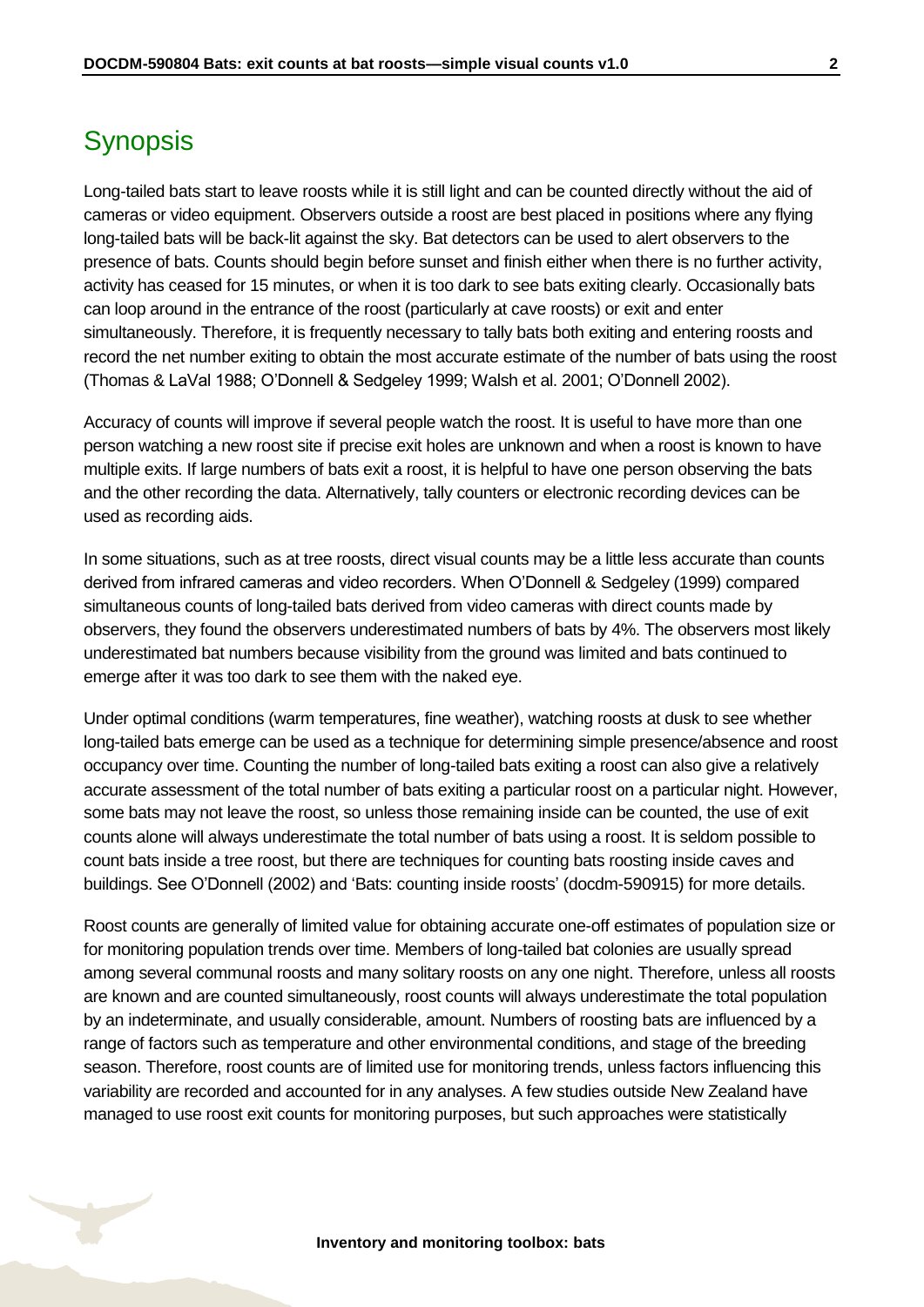## Synopsis

Long-tailed bats start to leave roosts while it is still light and can be counted directly without the aid of cameras or video equipment. Observers outside a roost are best placed in positions where any flying long-tailed bats will be back-lit against the sky. Bat detectors can be used to alert observers to the presence of bats. Counts should begin before sunset and finish either when there is no further activity, activity has ceased for 15 minutes, or when it is too dark to see bats exiting clearly. Occasionally bats can loop around in the entrance of the roost (particularly at cave roosts) or exit and enter simultaneously. Therefore, it is frequently necessary to tally bats both exiting and entering roosts and record the net number exiting to obtain the most accurate estimate of the number of bats using the roost (Thomas & LaVal 1988; O'Donnell & Sedgeley 1999; Walsh et al. 2001; O'Donnell 2002).

Accuracy of counts will improve if several people watch the roost. It is useful to have more than one person watching a new roost site if precise exit holes are unknown and when a roost is known to have multiple exits. If large numbers of bats exit a roost, it is helpful to have one person observing the bats and the other recording the data. Alternatively, tally counters or electronic recording devices can be used as recording aids.

In some situations, such as at tree roosts, direct visual counts may be a little less accurate than counts derived from infrared cameras and video recorders. When O'Donnell & Sedgeley (1999) compared simultaneous counts of long-tailed bats derived from video cameras with direct counts made by observers, they found the observers underestimated numbers of bats by 4%. The observers most likely underestimated bat numbers because visibility from the ground was limited and bats continued to emerge after it was too dark to see them with the naked eye.

Under optimal conditions (warm temperatures, fine weather), watching roosts at dusk to see whether long-tailed bats emerge can be used as a technique for determining simple presence/absence and roost occupancy over time. Counting the number of long-tailed bats exiting a roost can also give a relatively accurate assessment of the total number of bats exiting a particular roost on a particular night. However, some bats may not leave the roost, so unless those remaining inside can be counted, the use of exit counts alone will always underestimate the total number of bats using a roost. It is seldom possible to count bats inside a tree roost, but there are techniques for counting bats roosting inside caves and buildings. See O'Donnell (2002) and 'Bats: counting inside roosts' (docdm-590915) for more details.

Roost counts are generally of limited value for obtaining accurate one-off estimates of population size or for monitoring population trends over time. Members of long-tailed bat colonies are usually spread among several communal roosts and many solitary roosts on any one night. Therefore, unless all roosts are known and are counted simultaneously, roost counts will always underestimate the total population by an indeterminate, and usually considerable, amount. Numbers of roosting bats are influenced by a range of factors such as temperature and other environmental conditions, and stage of the breeding season. Therefore, roost counts are of limited use for monitoring trends, unless factors influencing this variability are recorded and accounted for in any analyses. A few studies outside New Zealand have managed to use roost exit counts for monitoring purposes, but such approaches were statistically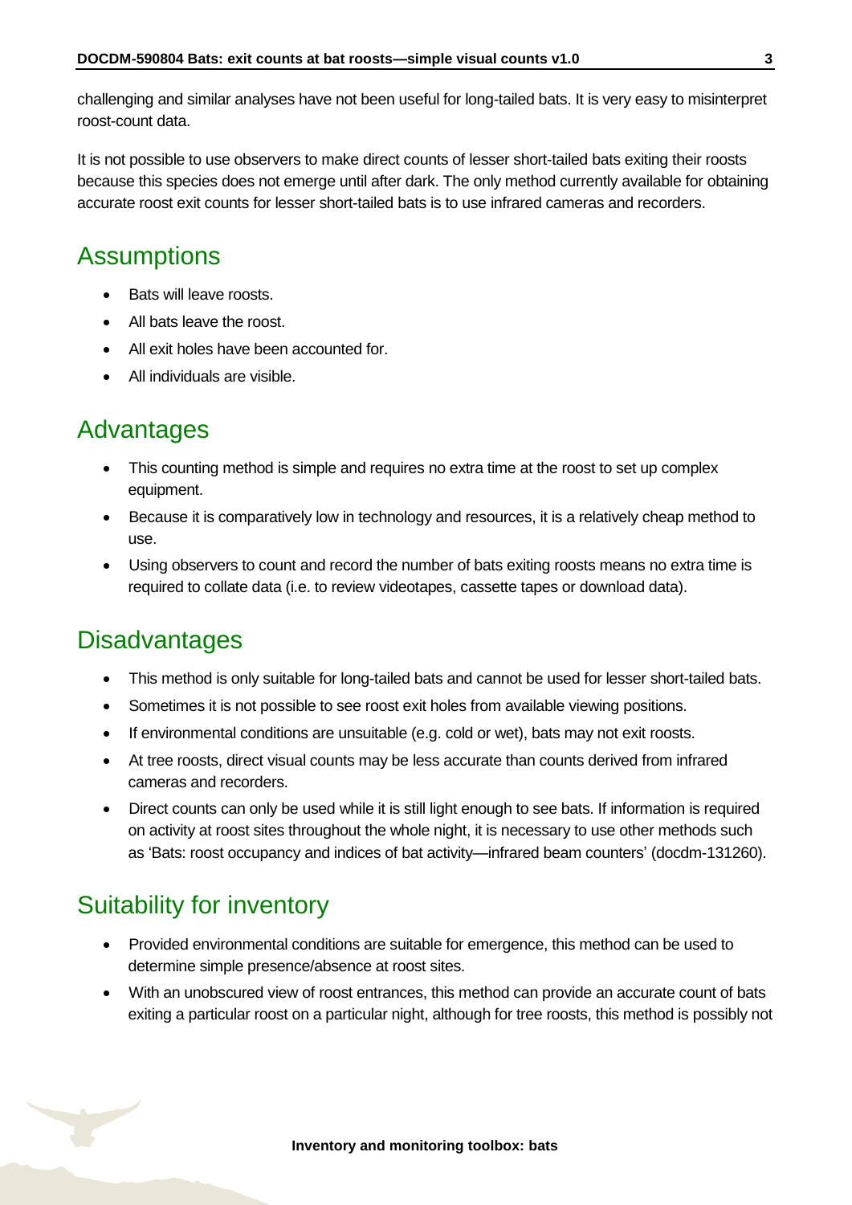challenging and similar analyses have not been useful for long-tailed bats. It is very easy to misinterpret roost-count data.

It is not possible to use observers to make direct counts of lesser short-tailed bats exiting their roosts because this species does not emerge until after dark. The only method currently available for obtaining accurate roost exit counts for lesser short-tailed bats is to use infrared cameras and recorders.

## Assumptions

- Bats will leave roosts.
- All bats leave the roost.
- All exit holes have been accounted for.
- All individuals are visible.

## Advantages

- This counting method is simple and requires no extra time at the roost to set up complex equipment.
- Because it is comparatively low in technology and resources, it is a relatively cheap method to use.
- Using observers to count and record the number of bats exiting roosts means no extra time is required to collate data (i.e. to review videotapes, cassette tapes or download data).

## Disadvantages

- This method is only suitable for long-tailed bats and cannot be used for lesser short-tailed bats.
- Sometimes it is not possible to see roost exit holes from available viewing positions.
- If environmental conditions are unsuitable (e.g. cold or wet), bats may not exit roosts.
- At tree roosts, direct visual counts may be less accurate than counts derived from infrared cameras and recorders.
- Direct counts can only be used while it is still light enough to see bats. If information is required on activity at roost sites throughout the whole night, it is necessary to use other methods such as 'Bats: roost occupancy and indices of bat activity—infrared beam counters' (docdm-131260).

## Suitability for inventory

- Provided environmental conditions are suitable for emergence, this method can be used to determine simple presence/absence at roost sites.
- With an unobscured view of roost entrances, this method can provide an accurate count of bats exiting a particular roost on a particular night, although for tree roosts, this method is possibly not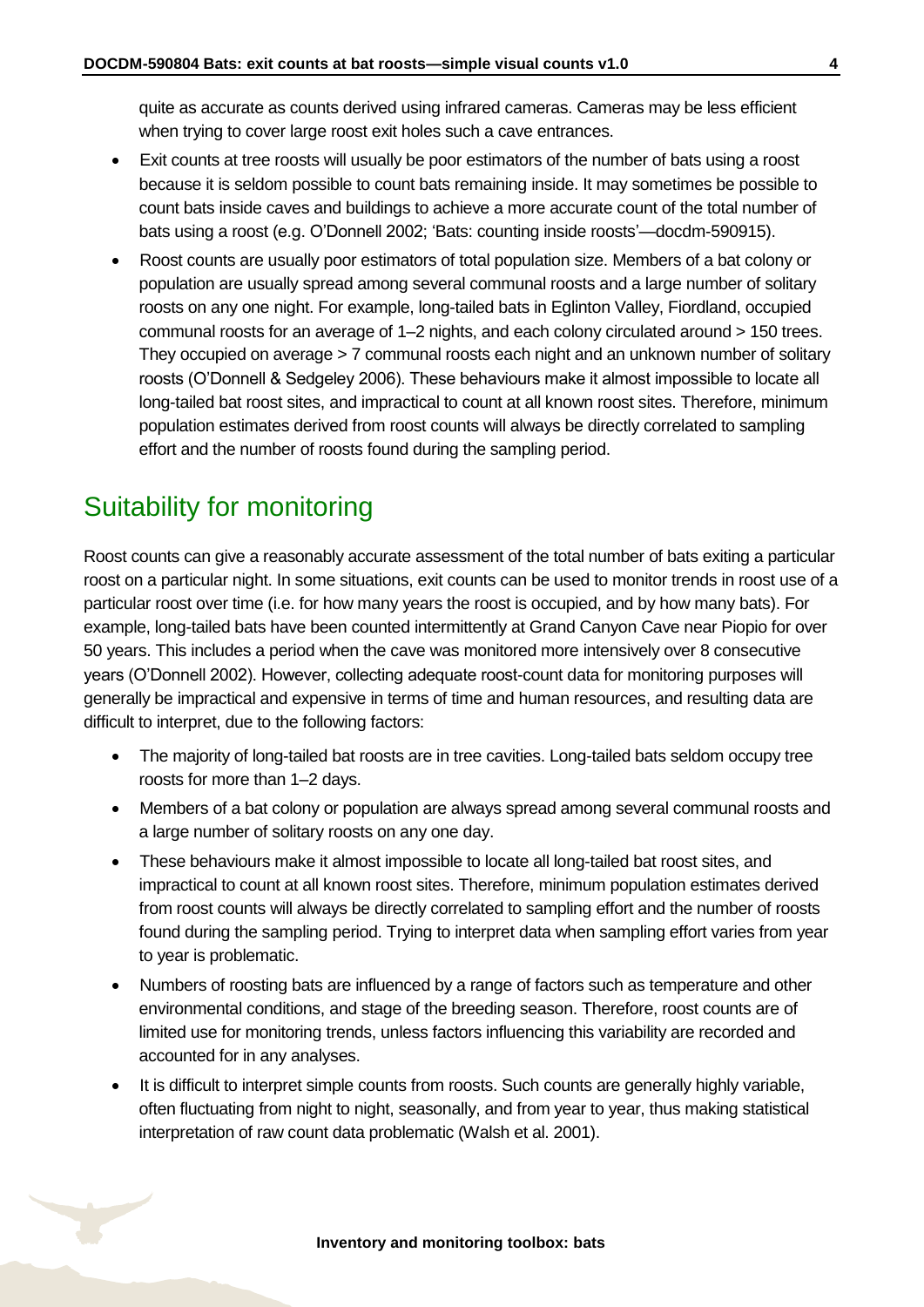quite as accurate as counts derived using infrared cameras. Cameras may be less efficient when trying to cover large roost exit holes such a cave entrances.

- Exit counts at tree roosts will usually be poor estimators of the number of bats using a roost because it is seldom possible to count bats remaining inside. It may sometimes be possible to count bats inside caves and buildings to achieve a more accurate count of the total number of bats using a roost (e.g. O'Donnell 2002; 'Bats: counting inside roosts'—docdm-590915).
- Roost counts are usually poor estimators of total population size. Members of a bat colony or population are usually spread among several communal roosts and a large number of solitary roosts on any one night. For example, long-tailed bats in Eglinton Valley, Fiordland, occupied communal roosts for an average of 1–2 nights, and each colony circulated around > 150 trees. They occupied on average > 7 communal roosts each night and an unknown number of solitary roosts (O'Donnell & Sedgeley 2006). These behaviours make it almost impossible to locate all long-tailed bat roost sites, and impractical to count at all known roost sites. Therefore, minimum population estimates derived from roost counts will always be directly correlated to sampling effort and the number of roosts found during the sampling period.

## Suitability for monitoring

Roost counts can give a reasonably accurate assessment of the total number of bats exiting a particular roost on a particular night. In some situations, exit counts can be used to monitor trends in roost use of a particular roost over time (i.e. for how many years the roost is occupied, and by how many bats). For example, long-tailed bats have been counted intermittently at Grand Canyon Cave near Piopio for over 50 years. This includes a period when the cave was monitored more intensively over 8 consecutive years (O'Donnell 2002). However, collecting adequate roost-count data for monitoring purposes will generally be impractical and expensive in terms of time and human resources, and resulting data are difficult to interpret, due to the following factors:

- The majority of long-tailed bat roosts are in tree cavities. Long-tailed bats seldom occupy tree roosts for more than 1–2 days.
- Members of a bat colony or population are always spread among several communal roosts and a large number of solitary roosts on any one day.
- These behaviours make it almost impossible to locate all long-tailed bat roost sites, and impractical to count at all known roost sites. Therefore, minimum population estimates derived from roost counts will always be directly correlated to sampling effort and the number of roosts found during the sampling period. Trying to interpret data when sampling effort varies from year to year is problematic.
- Numbers of roosting bats are influenced by a range of factors such as temperature and other environmental conditions, and stage of the breeding season. Therefore, roost counts are of limited use for monitoring trends, unless factors influencing this variability are recorded and accounted for in any analyses.
- It is difficult to interpret simple counts from roosts. Such counts are generally highly variable, often fluctuating from night to night, seasonally, and from year to year, thus making statistical interpretation of raw count data problematic (Walsh et al. 2001).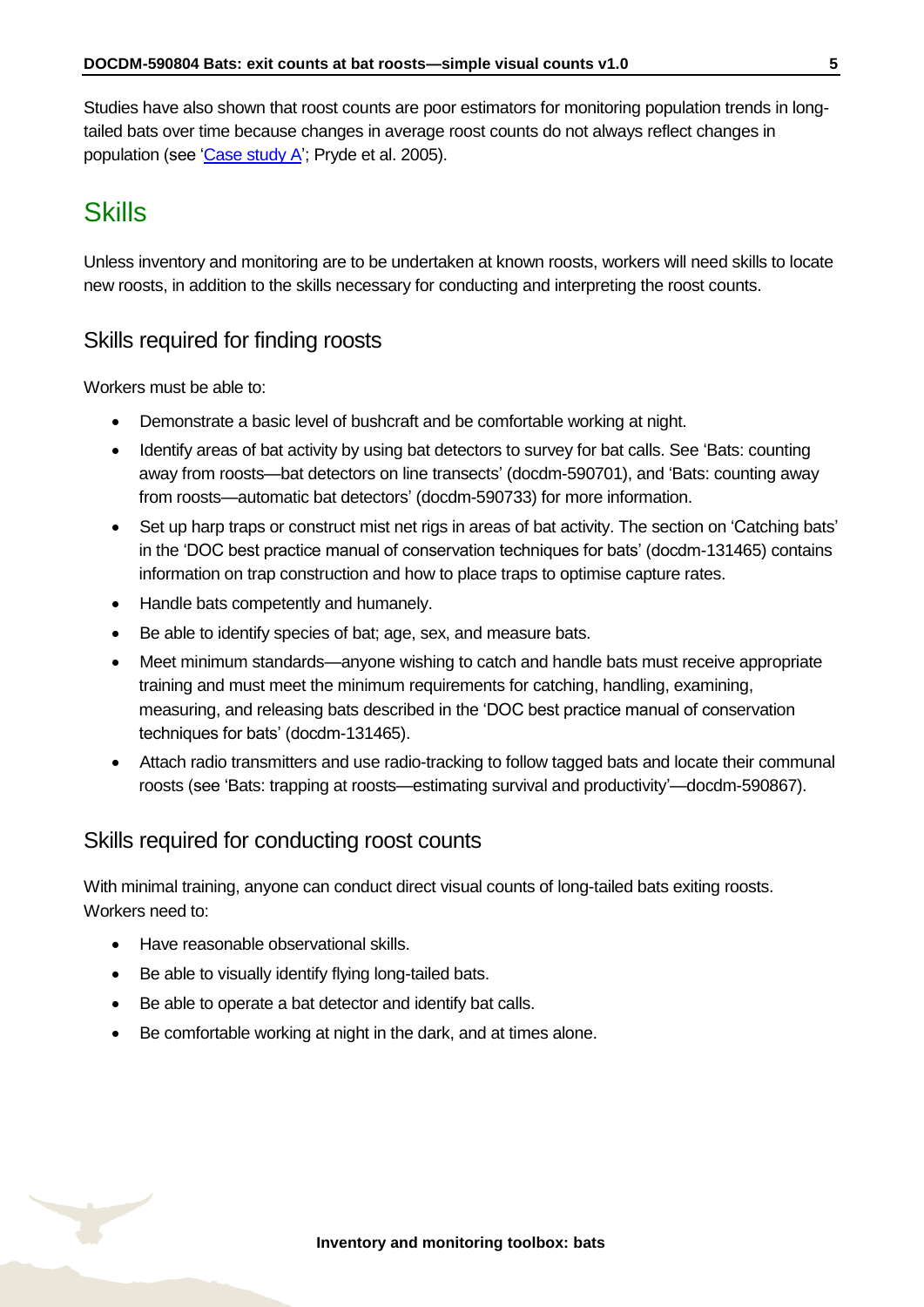Studies have also shown that roost counts are poor estimators for monitoring population trends in long-tailed bats over time because changes in average roost counts do not always reflect changes in population (see 'Case study A'; Pryde et al. 2005).

# Skills

Unless inventory and monitoring are to be undertaken at known roosts, workers will need skills to locate new roosts, in addition to the skills necessary for conducting and interpreting the roost counts.

## Skills required for finding roosts

Workers must be able to:

- Demonstrate a basic level of bushcraft and be comfortable working at night.
- Identify areas of bat activity by using bat detectors to survey for bat calls. See 'Bats: counting away from roosts—bat detectors on line transects' (docdm-590701), and 'Bats: counting away from roosts—automatic bat detectors' (docdm-590733) for more information.
- Set up harp traps or construct mist net rigs in areas of bat activity. The section on 'Catching bats' in the 'DOC best practice manual of conservation techniques for bats' (docdm-131465) contains information on trap construction and how to place traps to optimise capture rates.
- Handle bats competently and humanely.
- Be able to identify species of bat; age, sex, and measure bats.
- Meet minimum standards—anyone wishing to catch and handle bats must receive appropriate training and must meet the minimum requirements for catching, handling, examining, measuring, and releasing bats described in the 'DOC best practice manual of conservation techniques for bats' (docdm-131465).
- Attach radio transmitters and use radio-tracking to follow tagged bats and locate their communal roosts (see 'Bats: trapping at roosts—estimating survival and productivity'—docdm-590867).

## Skills required for conducting roost counts

With minimal training, anyone can conduct direct visual counts of long-tailed bats exiting roosts. Workers need to:

- Have reasonable observational skills.
- Be able to visually identify flying long-tailed bats.
- Be able to operate a bat detector and identify bat calls.
- Be comfortable working at night in the dark, and at times alone.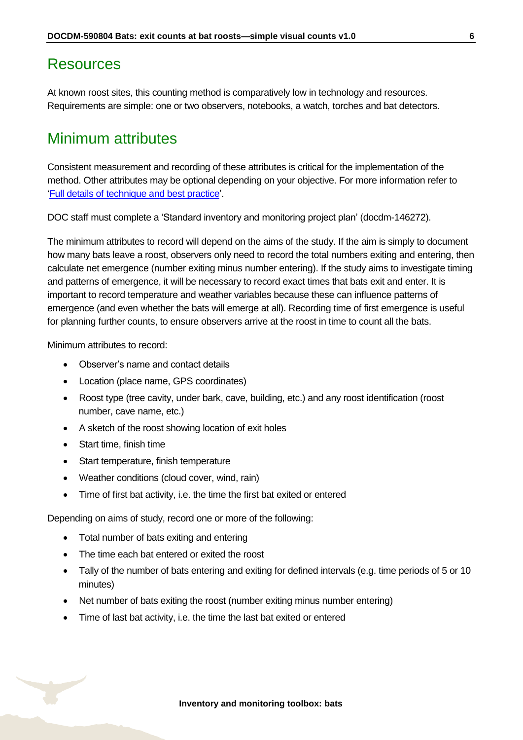## Resources

At known roost sites, this counting method is comparatively low in technology and resources. Requirements are simple: one or two observers, notebooks, a watch, torches and bat detectors.

## Minimum attributes

Consistent measurement and recording of these attributes is critical for the implementation of the method. Other attributes may be optional depending on your objective. For more information refer to '[Full details of technique and best practice]'.

DOC staff must complete a 'Standard inventory and monitoring project plan' (docdm-146272).

The minimum attributes to record will depend on the aims of the study. If the aim is simply to document how many bats leave a roost, observers only need to record the total numbers exiting and entering, then calculate net emergence (number exiting minus number entering). If the study aims to investigate timing and patterns of emergence, it will be necessary to record exact times that bats exit and enter. It is important to record temperature and weather variables because these can influence patterns of emergence (and even whether the bats will emerge at all). Recording time of first emergence is useful for planning further counts, to ensure observers arrive at the roost in time to count all the bats.

Minimum attributes to record:

- Observer's name and contact details
- Location (place name, GPS coordinates)
- Roost type (tree cavity, under bark, cave, building, etc.) and any roost identification (roost number, cave name, etc.)
- A sketch of the roost showing location of exit holes
- Start time, finish time
- Start temperature, finish temperature
- Weather conditions (cloud cover, wind, rain)
- Time of first bat activity, i.e. the time the first bat exited or entered

Depending on aims of study, record one or more of the following:

- Total number of bats exiting and entering
- The time each bat entered or exited the roost
- Tally of the number of bats entering and exiting for defined intervals (e.g. time periods of 5 or 10 minutes)
- Net number of bats exiting the roost (number exiting minus number entering)
- Time of last bat activity, i.e. the time the last bat exited or entered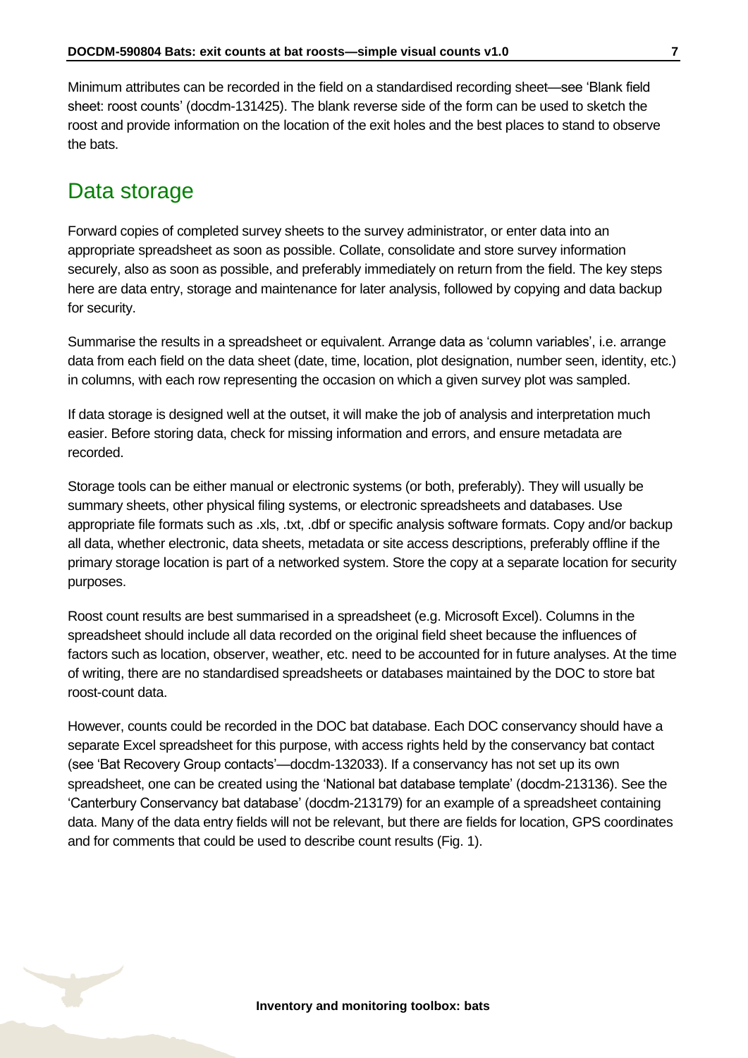Minimum attributes can be recorded in the field on a standardised recording sheet—see 'Blank field sheet: roost counts' (docdm-131425). The blank reverse side of the form can be used to sketch the roost and provide information on the location of the exit holes and the best places to stand to observe the bats.

## Data storage

Forward copies of completed survey sheets to the survey administrator, or enter data into an appropriate spreadsheet as soon as possible. Collate, consolidate and store survey information securely, also as soon as possible, and preferably immediately on return from the field. The key steps here are data entry, storage and maintenance for later analysis, followed by copying and data backup for security.

Summarise the results in a spreadsheet or equivalent. Arrange data as 'column variables', i.e. arrange data from each field on the data sheet (date, time, location, plot designation, number seen, identity, etc.) in columns, with each row representing the occasion on which a given survey plot was sampled.

If data storage is designed well at the outset, it will make the job of analysis and interpretation much easier. Before storing data, check for missing information and errors, and ensure metadata are recorded.

Storage tools can be either manual or electronic systems (or both, preferably). They will usually be summary sheets, other physical filing systems, or electronic spreadsheets and databases. Use appropriate file formats such as .xls, .txt, .dbf or specific analysis software formats. Copy and/or backup all data, whether electronic, data sheets, metadata or site access descriptions, preferably offline if the primary storage location is part of a networked system. Store the copy at a separate location for security purposes.

Roost count results are best summarised in a spreadsheet (e.g. Microsoft Excel). Columns in the spreadsheet should include all data recorded on the original field sheet because the influences of factors such as location, observer, weather, etc. need to be accounted for in future analyses. At the time of writing, there are no standardised spreadsheets or databases maintained by the DOC to store bat roost-count data.

However, counts could be recorded in the DOC bat database. Each DOC conservancy should have a separate Excel spreadsheet for this purpose, with access rights held by the conservancy bat contact (see 'Bat Recovery Group contacts'—docdm-132033). If a conservancy has not set up its own spreadsheet, one can be created using the 'National bat database template' (docdm-213136). See the 'Canterbury Conservancy bat database' (docdm-213179) for an example of a spreadsheet containing data. Many of the data entry fields will not be relevant, but there are fields for location, GPS coordinates and for comments that could be used to describe count results (Fig. 1).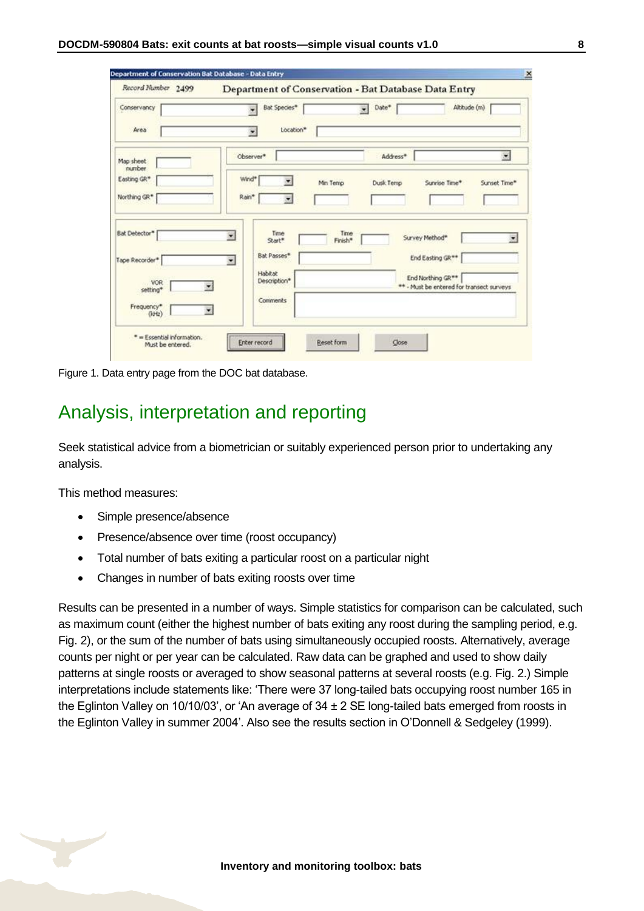Figure 1. Data entry page from the DOC bat database.

## Analysis, interpretation and reporting

Seek statistical advice from a biometrician or suitably experienced person prior to undertaking any analysis.

This method measures:

- Simple presence/absence
- Presence/absence over time (roost occupancy)
- Total number of bats exiting a particular roost on a particular night
- Changes in number of bats exiting roosts over time

Results can be presented in a number of ways. Simple statistics for comparison can be calculated, such as maximum count (either the highest number of bats exiting any roost during the sampling period, e.g. Fig. 2), or the sum of the number of bats using simultaneously occupied roosts. Alternatively, average counts per night or per year can be calculated. Raw data can be graphed and used to show daily patterns at single roosts or averaged to show seasonal patterns at several roosts (e.g. Fig. 2.) Simple interpretations include statements like: 'There were 37 long-tailed bats occupying roost number 165 in the Eglinton Valley on 10/10/03', or 'An average of 34 ± 2 SE long-tailed bats emerged from roosts in the Eglinton Valley in summer 2004'. Also see the results section in O'Donnell & Sedgeley (1999).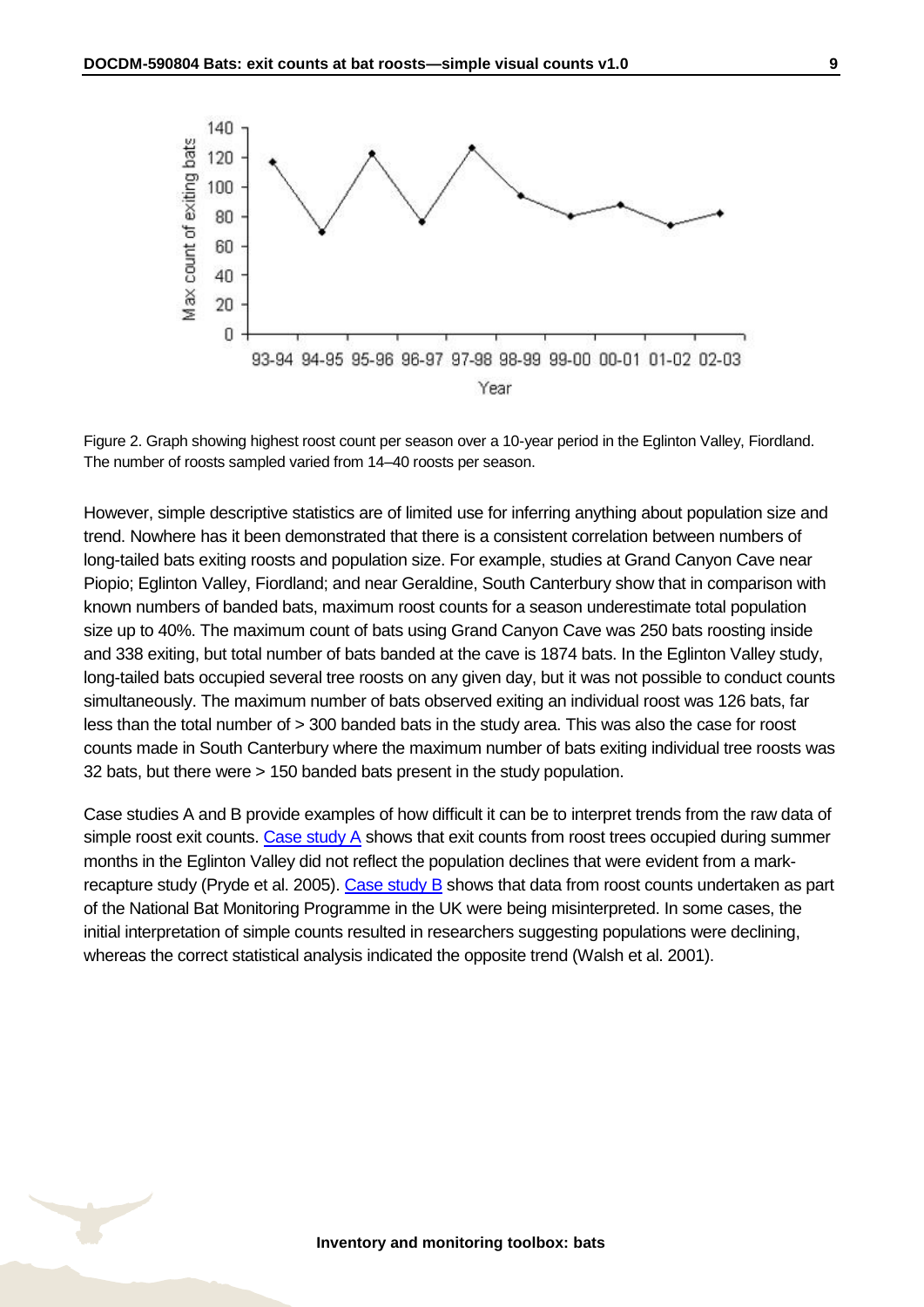Figure 2. Graph showing highest roost count per season over a 10-year period in the Eglinton Valley, Fiordland. The number of roosts sampled varied from 14–40 roosts per season.

However, simple descriptive statistics are of limited use for inferring anything about population size and trend. Nowhere has it been demonstrated that there is a consistent correlation between numbers of long-tailed bats exiting roosts and population size. For example, studies at Grand Canyon Cave near Piopio; Eglinton Valley, Fiordland; and near Geraldine, South Canterbury show that in comparison with known numbers of banded bats, maximum roost counts for a season underestimate total population size up to 40%. The maximum count of bats using Grand Canyon Cave was 250 bats roosting inside and 338 exiting, but total number of bats banded at the cave is 1874 bats. In the Eglinton Valley study, long-tailed bats occupied several tree roosts on any given day, but it was not possible to conduct counts simultaneously. The maximum number of bats observed exiting an individual roost was 126 bats, far less than the total number of > 300 banded bats in the study area. This was also the case for roost counts made in South Canterbury where the maximum number of bats exiting individual tree roosts was 32 bats, but there were > 150 banded bats present in the study population.

Case studies A and B provide examples of how difficult it can be to interpret trends from the raw data of simple roost exit counts. Case study A shows that exit counts from roost trees occupied during summer months in the Eglinton Valley did not reflect the population declines that were evident from a mark-recapture study (Pryde et al. 2005). Case study B shows that data from roost counts undertaken as part of the National Bat Monitoring Programme in the UK were being misinterpreted. In some cases, the initial interpretation of simple counts resulted in researchers suggesting populations were declining, whereas the correct statistical analysis indicated the opposite trend (Walsh et al. 2001).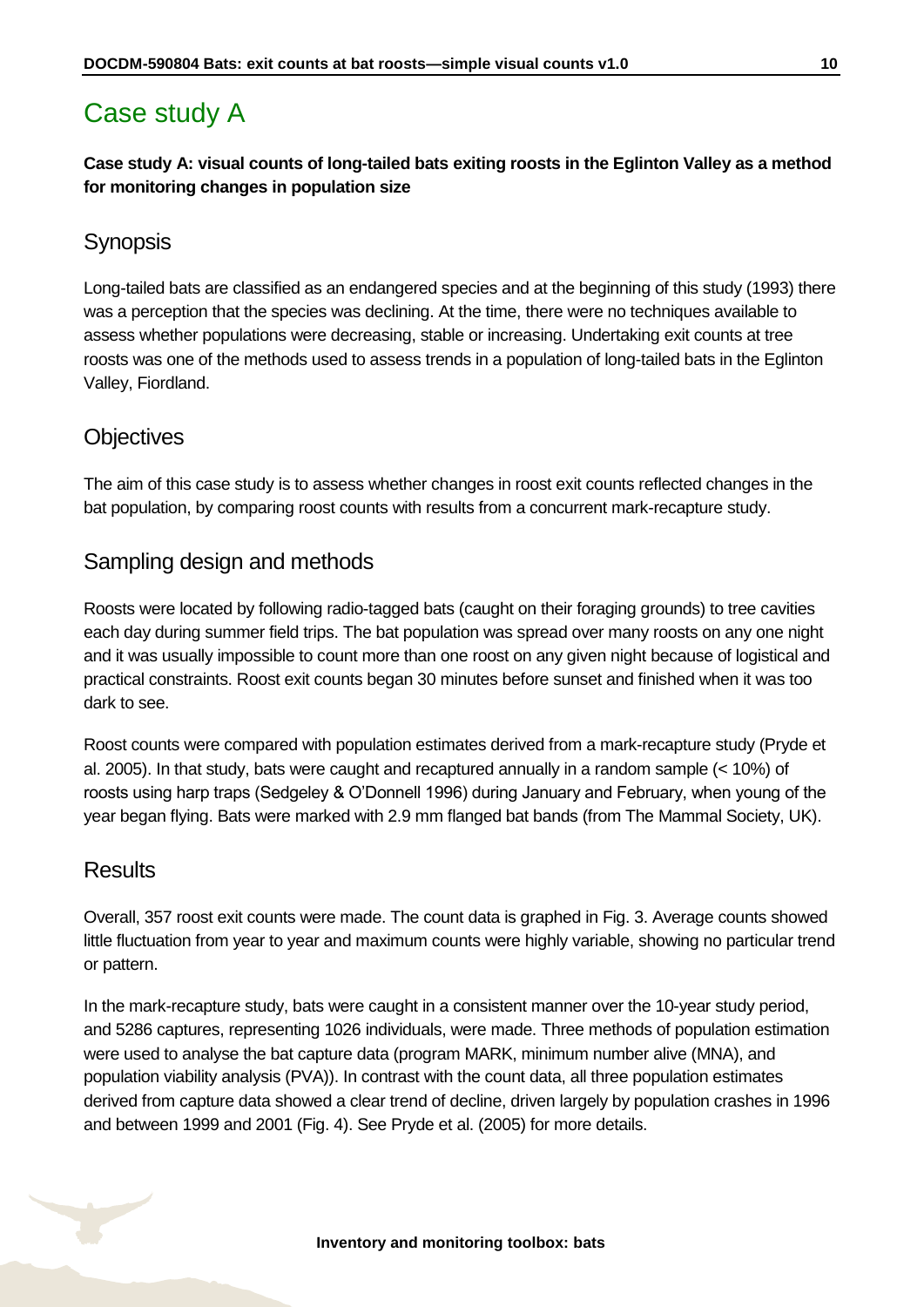# Case study A

**Case study A: visual counts of long-tailed bats exiting roosts in the Eglinton Valley as a method for monitoring changes in population size**

## Synopsis

Long-tailed bats are classified as an endangered species and at the beginning of this study (1993) there was a perception that the species was declining. At the time, there were no techniques available to assess whether populations were decreasing, stable or increasing. Undertaking exit counts at tree roosts was one of the methods used to assess trends in a population of long-tailed bats in the Eglinton Valley, Fiordland.

## Objectives

The aim of this case study is to assess whether changes in roost exit counts reflected changes in the bat population, by comparing roost counts with results from a concurrent mark-recapture study.

## Sampling design and methods

Roosts were located by following radio-tagged bats (caught on their foraging grounds) to tree cavities each day during summer field trips. The bat population was spread over many roosts on any one night and it was usually impossible to count more than one roost on any given night because of logistical and practical constraints. Roost exit counts began 30 minutes before sunset and finished when it was too dark to see.

Roost counts were compared with population estimates derived from a mark-recapture study (Pryde et al. 2005). In that study, bats were caught and recaptured annually in a random sample (< 10%) of roosts using harp traps (Sedgeley & O'Donnell 1996) during January and February, when young of the year began flying. Bats were marked with 2.9 mm flanged bat bands (from The Mammal Society, UK).

## Results

Overall, 357 roost exit counts were made. The count data is graphed in Fig. 3. Average counts showed little fluctuation from year to year and maximum counts were highly variable, showing no particular trend or pattern.

In the mark-recapture study, bats were caught in a consistent manner over the 10-year study period, and 5286 captures, representing 1026 individuals, were made. Three methods of population estimation were used to analyse the bat capture data (program MARK, minimum number alive (MNA), and population viability analysis (PVA)). In contrast with the count data, all three population estimates derived from capture data showed a clear trend of decline, driven largely by population crashes in 1996 and between 1999 and 2001 (Fig. 4). See Pryde et al. (2005) for more details.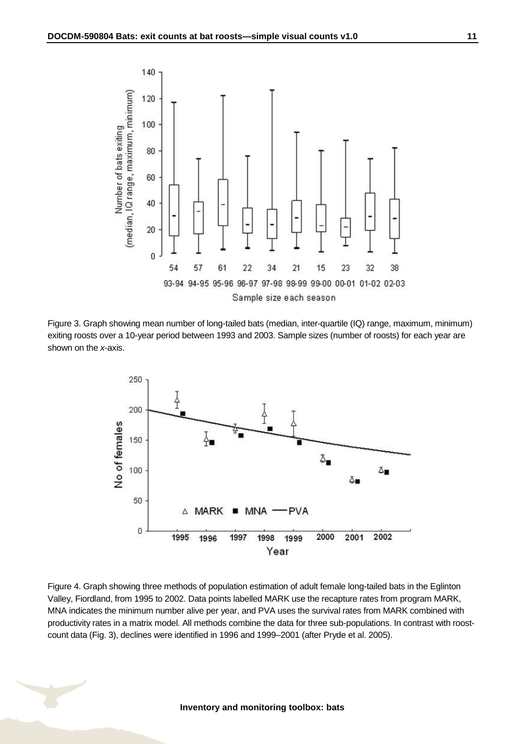Figure 3. Graph showing mean number of long-tailed bats (median, inter-quartile (IQ) range, maximum, minimum) exiting roosts over a 10-year period between 1993 and 2003. Sample sizes (number of roosts) for each year are shown on the *x*-axis.

Figure 4. Graph showing three methods of population estimation of adult female long-tailed bats in the Eglinton Valley, Fiordland, from 1995 to 2002. Data points labelled MARK use the recapture rates from program MARK, MNA indicates the minimum number alive per year, and PVA uses the survival rates from MARK combined with productivity rates in a matrix model. All methods combine the data for three sub-populations. In contrast with roost-count data (Fig. 3), declines were identified in 1996 and 1999–2001 (after Pryde et al. 2005).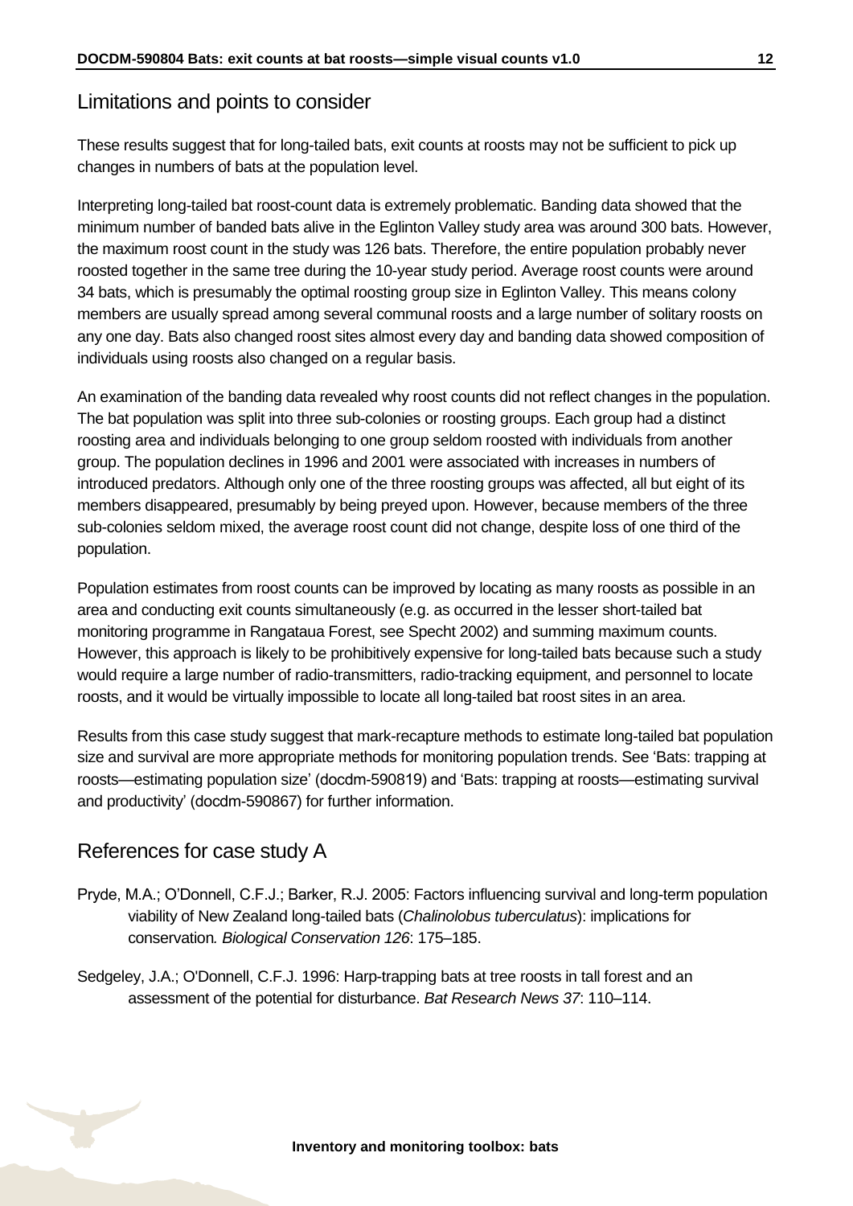## Limitations and points to consider

These results suggest that for long-tailed bats, exit counts at roosts may not be sufficient to pick up changes in numbers of bats at the population level.

Interpreting long-tailed bat roost-count data is extremely problematic. Banding data showed that the minimum number of banded bats alive in the Eglinton Valley study area was around 300 bats. However, the maximum roost count in the study was 126 bats. Therefore, the entire population probably never roosted together in the same tree during the 10-year study period. Average roost counts were around 34 bats, which is presumably the optimal roosting group size in Eglinton Valley. This means colony members are usually spread among several communal roosts and a large number of solitary roosts on any one day. Bats also changed roost sites almost every day and banding data showed composition of individuals using roosts also changed on a regular basis.

An examination of the banding data revealed why roost counts did not reflect changes in the population. The bat population was split into three sub-colonies or roosting groups. Each group had a distinct roosting area and individuals belonging to one group seldom roosted with individuals from another group. The population declines in 1996 and 2001 were associated with increases in numbers of introduced predators. Although only one of the three roosting groups was affected, all but eight of its members disappeared, presumably by being preyed upon. However, because members of the three sub-colonies seldom mixed, the average roost count did not change, despite loss of one third of the population.

Population estimates from roost counts can be improved by locating as many roosts as possible in an area and conducting exit counts simultaneously (e.g. as occurred in the lesser short-tailed bat monitoring programme in Rangataua Forest, see Specht 2002) and summing maximum counts. However, this approach is likely to be prohibitively expensive for long-tailed bats because such a study would require a large number of radio-transmitters, radio-tracking equipment, and personnel to locate roosts, and it would be virtually impossible to locate all long-tailed bat roost sites in an area.

Results from this case study suggest that mark-recapture methods to estimate long-tailed bat population size and survival are more appropriate methods for monitoring population trends. See 'Bats: trapping at roosts—estimating population size' (docdm-590819) and 'Bats: trapping at roosts—estimating survival and productivity' (docdm-590867) for further information.

## References for case study A

Pryde, M.A.; O'Donnell, C.F.J.; Barker, R.J. 2005: Factors influencing survival and long-term population viability of New Zealand long-tailed bats (*Chalinolobus tuberculatus*): implications for conservation*. Biological Conservation 126*: 175–185.

Sedgeley, J.A.; O'Donnell, C.F.J. 1996: Harp-trapping bats at tree roosts in tall forest and an assessment of the potential for disturbance. *Bat Research News 37*: 110–114.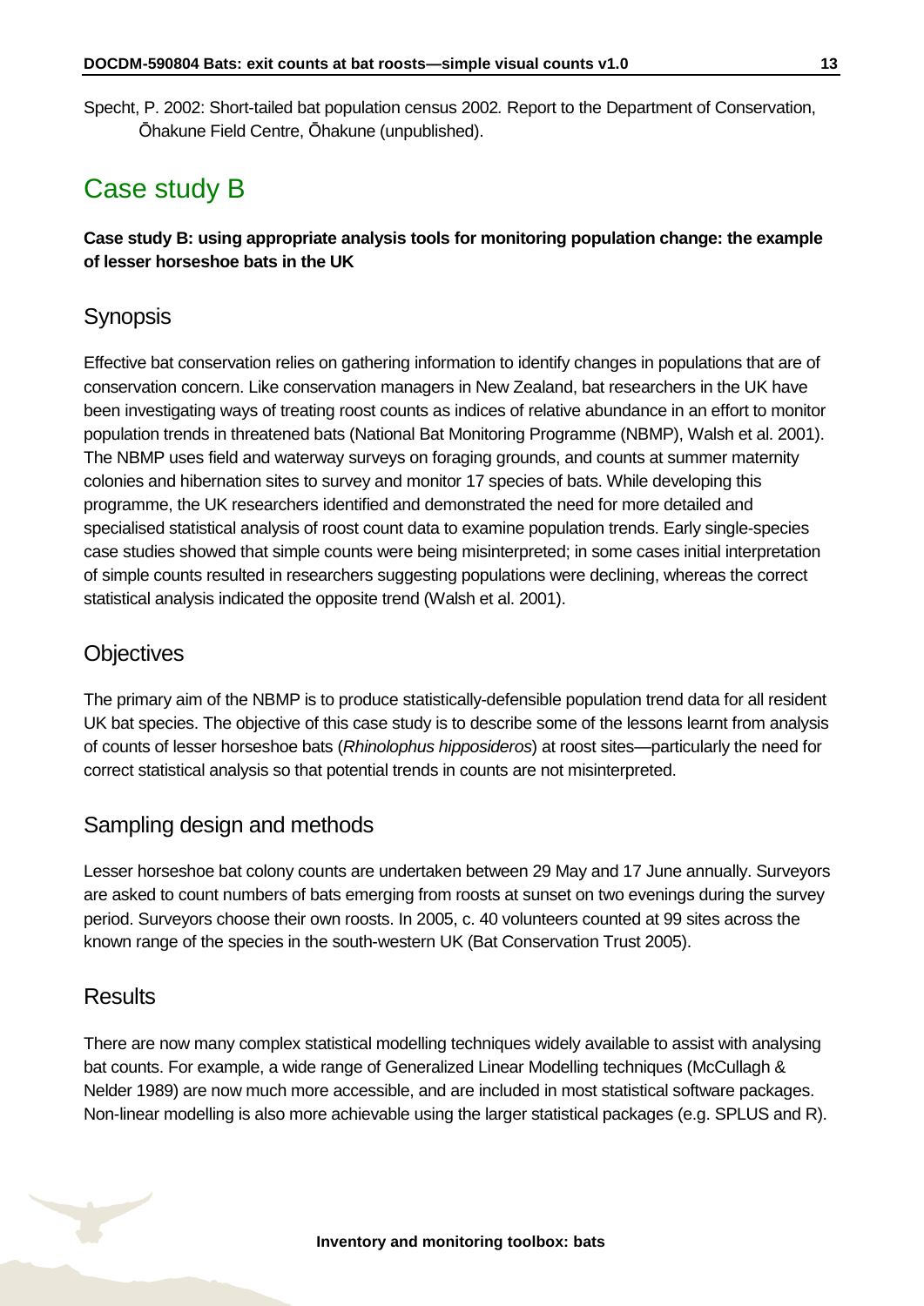Specht, P. 2002: Short-tailed bat population census 2002*.* Report to the Department of Conservation, Ōhakune Field Centre, Ōhakune (unpublished).

# Case study B

**Case study B: using appropriate analysis tools for monitoring population change: the example of lesser horseshoe bats in the UK**

## Synopsis

Effective bat conservation relies on gathering information to identify changes in populations that are of conservation concern. Like conservation managers in New Zealand, bat researchers in the UK have been investigating ways of treating roost counts as indices of relative abundance in an effort to monitor population trends in threatened bats (National Bat Monitoring Programme (NBMP), Walsh et al. 2001). The NBMP uses field and waterway surveys on foraging grounds, and counts at summer maternity colonies and hibernation sites to survey and monitor 17 species of bats. While developing this programme, the UK researchers identified and demonstrated the need for more detailed and specialised statistical analysis of roost count data to examine population trends. Early single-species case studies showed that simple counts were being misinterpreted; in some cases initial interpretation of simple counts resulted in researchers suggesting populations were declining, whereas the correct statistical analysis indicated the opposite trend (Walsh et al. 2001).

## Objectives

The primary aim of the NBMP is to produce statistically-defensible population trend data for all resident UK bat species. The objective of this case study is to describe some of the lessons learnt from analysis of counts of lesser horseshoe bats (*Rhinolophus hipposideros*) at roost sites—particularly the need for correct statistical analysis so that potential trends in counts are not misinterpreted.

## Sampling design and methods

Lesser horseshoe bat colony counts are undertaken between 29 May and 17 June annually. Surveyors are asked to count numbers of bats emerging from roosts at sunset on two evenings during the survey period. Surveyors choose their own roosts. In 2005, c. 40 volunteers counted at 99 sites across the known range of the species in the south-western UK (Bat Conservation Trust 2005).

## Results

There are now many complex statistical modelling techniques widely available to assist with analysing bat counts. For example, a wide range of Generalized Linear Modelling techniques (McCullagh & Nelder 1989) are now much more accessible, and are included in most statistical software packages. Non-linear modelling is also more achievable using the larger statistical packages (e.g. SPLUS and R).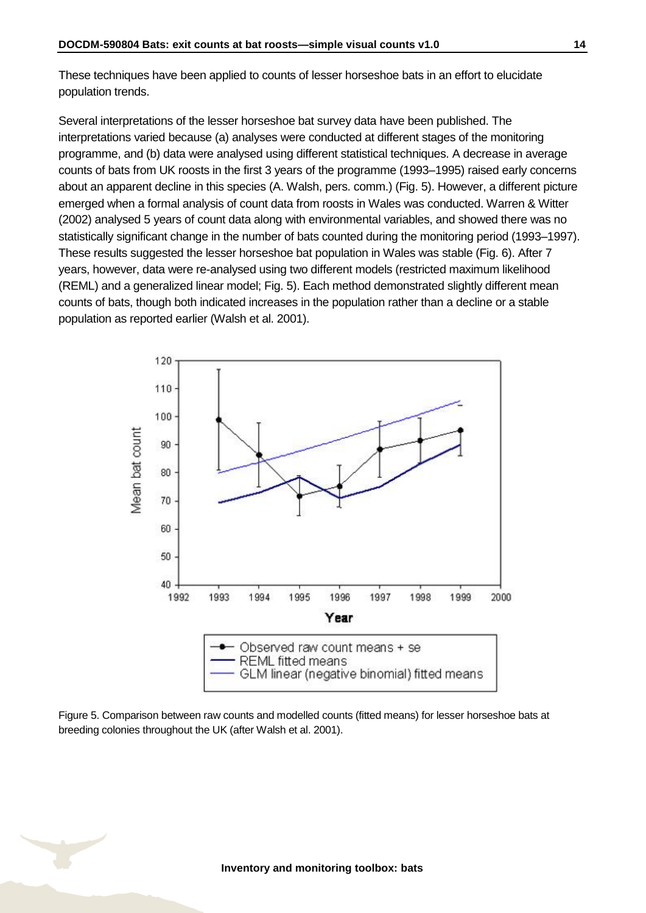These techniques have been applied to counts of lesser horseshoe bats in an effort to elucidate population trends.

Several interpretations of the lesser horseshoe bat survey data have been published. The interpretations varied because (a) analyses were conducted at different stages of the monitoring programme, and (b) data were analysed using different statistical techniques. A decrease in average counts of bats from UK roosts in the first 3 years of the programme (1993–1995) raised early concerns about an apparent decline in this species (A. Walsh, pers. comm.) (Fig. 5). However, a different picture emerged when a formal analysis of count data from roosts in Wales was conducted. Warren & Witter (2002) analysed 5 years of count data along with environmental variables, and showed there was no statistically significant change in the number of bats counted during the monitoring period (1993–1997). These results suggested the lesser horseshoe bat population in Wales was stable (Fig. 6). After 7 years, however, data were re-analysed using two different models (restricted maximum likelihood (REML) and a generalized linear model; Fig. 5). Each method demonstrated slightly different mean counts of bats, though both indicated increases in the population rather than a decline or a stable population as reported earlier (Walsh et al. 2001).

Figure 5. Comparison between raw counts and modelled counts (fitted means) for lesser horseshoe bats at breeding colonies throughout the UK (after Walsh et al. 2001).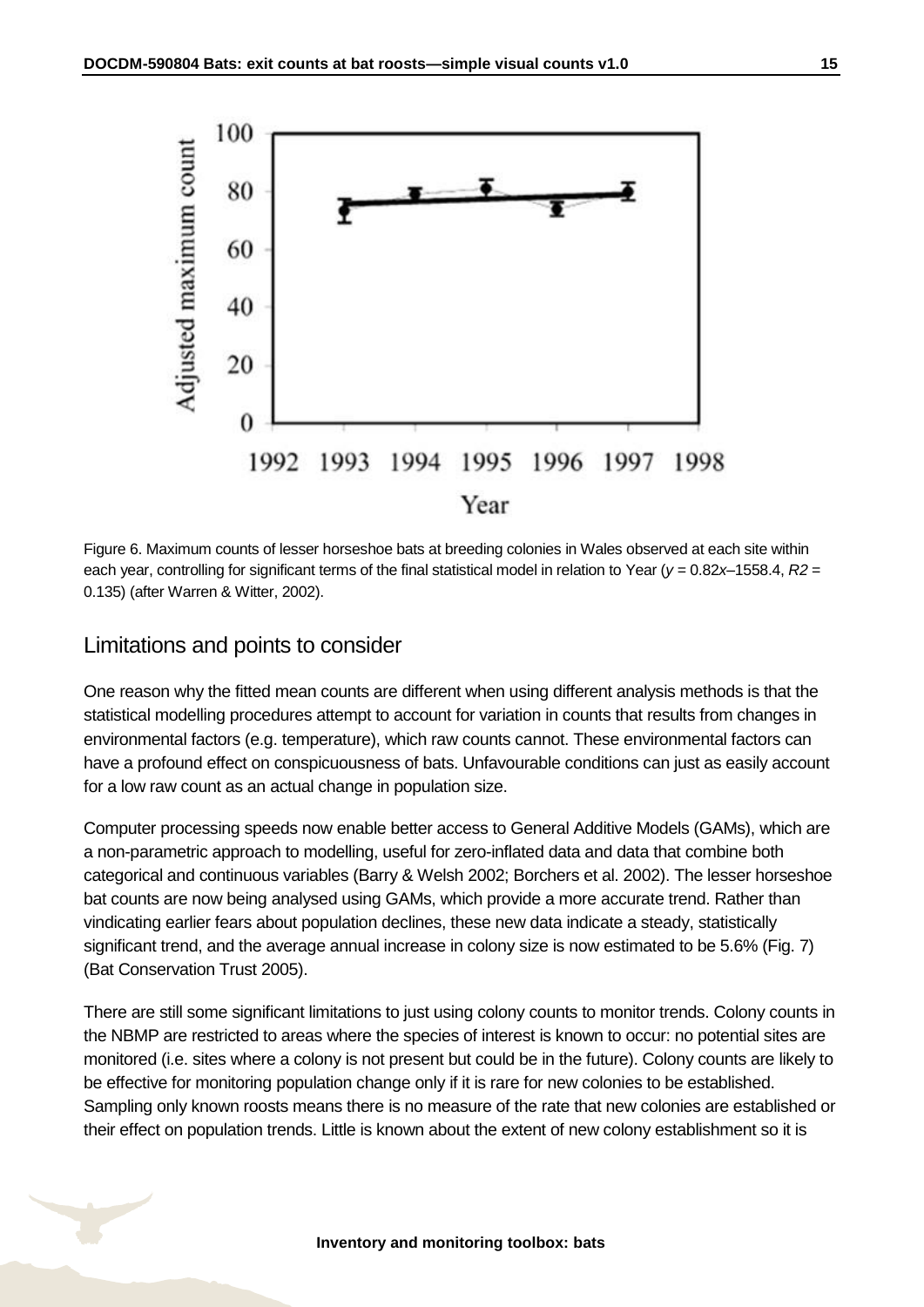Figure 6. Maximum counts of lesser horseshoe bats at breeding colonies in Wales observed at each site within each year, controlling for significant terms of the final statistical model in relation to Year ($y = 0.82x – 1558.4$, $R2$ = 0.135) (after Warren & Witter, 2002).

## Limitations and points to consider

One reason why the fitted mean counts are different when using different analysis methods is that the statistical modelling procedures attempt to account for variation in counts that results from changes in environmental factors (e.g. temperature), which raw counts cannot. These environmental factors can have a profound effect on conspicuousness of bats. Unfavourable conditions can just as easily account for a low raw count as an actual change in population size.

Computer processing speeds now enable better access to General Additive Models (GAMs), which are a non-parametric approach to modelling, useful for zero-inflated data and data that combine both categorical and continuous variables (Barry & Welsh 2002; Borchers et al. 2002). The lesser horseshoe bat counts are now being analysed using GAMs, which provide a more accurate trend. Rather than vindicating earlier fears about population declines, these new data indicate a steady, statistically significant trend, and the average annual increase in colony size is now estimated to be 5.6% (Fig. 7) (Bat Conservation Trust 2005).

There are still some significant limitations to just using colony counts to monitor trends. Colony counts in the NBMP are restricted to areas where the species of interest is known to occur: no potential sites are monitored (i.e. sites where a colony is not present but could be in the future). Colony counts are likely to be effective for monitoring population change only if it is rare for new colonies to be established. Sampling only known roosts means there is no measure of the rate that new colonies are established or their effect on population trends. Little is known about the extent of new colony establishment so it is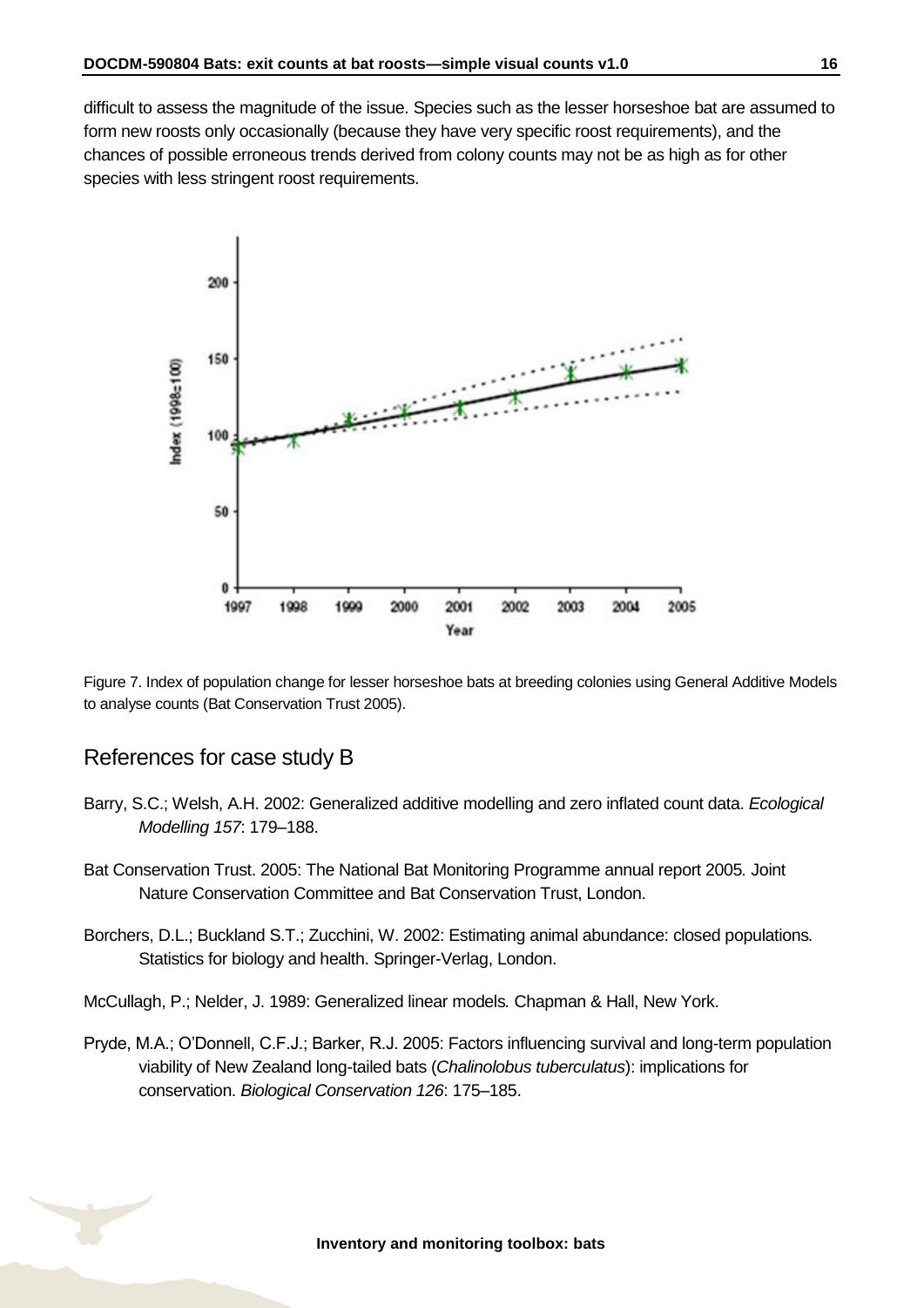difficult to assess the magnitude of the issue. Species such as the lesser horseshoe bat are assumed to form new roosts only occasionally (because they have very specific roost requirements), and the chances of possible erroneous trends derived from colony counts may not be as high as for other species with less stringent roost requirements.

Figure 7. Index of population change for lesser horseshoe bats at breeding colonies using General Additive Models to analyse counts (Bat Conservation Trust 2005).

## References for case study B

Barry, S.C.; Welsh, A.H. 2002: Generalized additive modelling and zero inflated count data. *Ecological Modelling 157*: 179–188.

Bat Conservation Trust. 2005: The National Bat Monitoring Programme annual report 2005*.* Joint Nature Conservation Committee and Bat Conservation Trust, London.

Borchers, D.L.; Buckland S.T.; Zucchini, W. 2002: Estimating animal abundance: closed populations*.* Statistics for biology and health. Springer-Verlag, London.

McCullagh, P.; Nelder, J. 1989: Generalized linear models*.* Chapman & Hall, New York.

Pryde, M.A.; O'Donnell, C.F.J.; Barker, R.J. 2005: Factors influencing survival and long-term population viability of New Zealand long-tailed bats (*Chalinolobus tuberculatus*): implications for conservation. *Biological Conservation 126*: 175–185.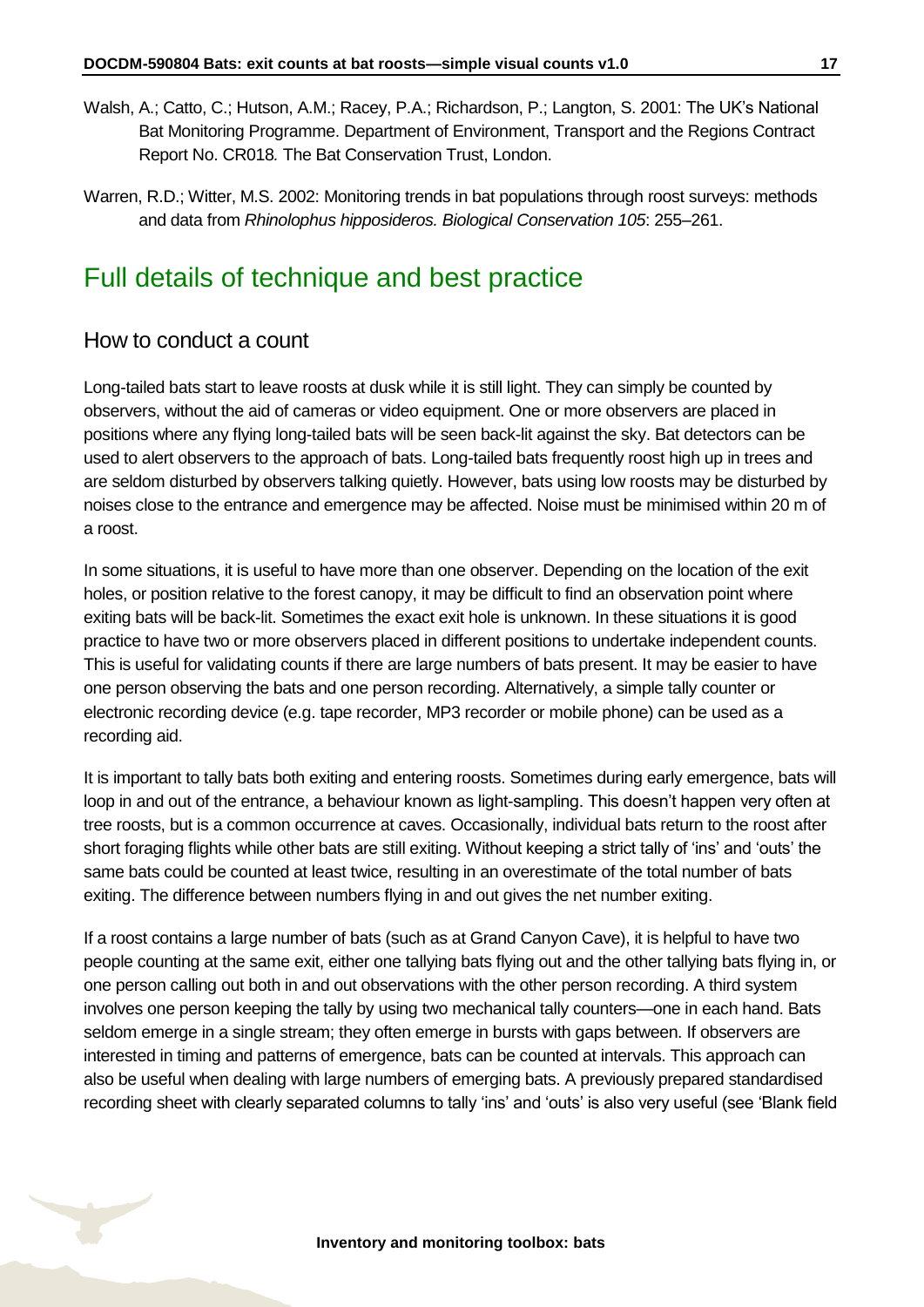Walsh, A.; Catto, C.; Hutson, A.M.; Racey, P.A.; Richardson, P.; Langton, S. 2001: The UK's National Bat Monitoring Programme. Department of Environment, Transport and the Regions Contract Report No. CR018*.* The Bat Conservation Trust, London.

Warren, R.D.; Witter, M.S. 2002: Monitoring trends in bat populations through roost surveys: methods and data from *Rhinolophus hipposideros. Biological Conservation 105*: 255–261.

# Full details of technique and best practice

## How to conduct a count

Long-tailed bats start to leave roosts at dusk while it is still light. They can simply be counted by observers, without the aid of cameras or video equipment. One or more observers are placed in positions where any flying long-tailed bats will be seen back-lit against the sky. Bat detectors can be used to alert observers to the approach of bats. Long-tailed bats frequently roost high up in trees and are seldom disturbed by observers talking quietly. However, bats using low roosts may be disturbed by noises close to the entrance and emergence may be affected. Noise must be minimised within 20 m of a roost.

In some situations, it is useful to have more than one observer. Depending on the location of the exit holes, or position relative to the forest canopy, it may be difficult to find an observation point where exiting bats will be back-lit. Sometimes the exact exit hole is unknown. In these situations it is good practice to have two or more observers placed in different positions to undertake independent counts. This is useful for validating counts if there are large numbers of bats present. It may be easier to have one person observing the bats and one person recording. Alternatively, a simple tally counter or electronic recording device (e.g. tape recorder, MP3 recorder or mobile phone) can be used as a recording aid.

It is important to tally bats both exiting and entering roosts. Sometimes during early emergence, bats will loop in and out of the entrance, a behaviour known as light-sampling. This doesn't happen very often at tree roosts, but is a common occurrence at caves. Occasionally, individual bats return to the roost after short foraging flights while other bats are still exiting. Without keeping a strict tally of 'ins' and 'outs' the same bats could be counted at least twice, resulting in an overestimate of the total number of bats exiting. The difference between numbers flying in and out gives the net number exiting.

If a roost contains a large number of bats (such as at Grand Canyon Cave), it is helpful to have two people counting at the same exit, either one tallying bats flying out and the other tallying bats flying in, or one person calling out both in and out observations with the other person recording. A third system involves one person keeping the tally by using two mechanical tally counters—one in each hand. Bats seldom emerge in a single stream; they often emerge in bursts with gaps between. If observers are interested in timing and patterns of emergence, bats can be counted at intervals. This approach can also be useful when dealing with large numbers of emerging bats. A previously prepared standardised recording sheet with clearly separated columns to tally 'ins' and 'outs' is also very useful (see 'Blank field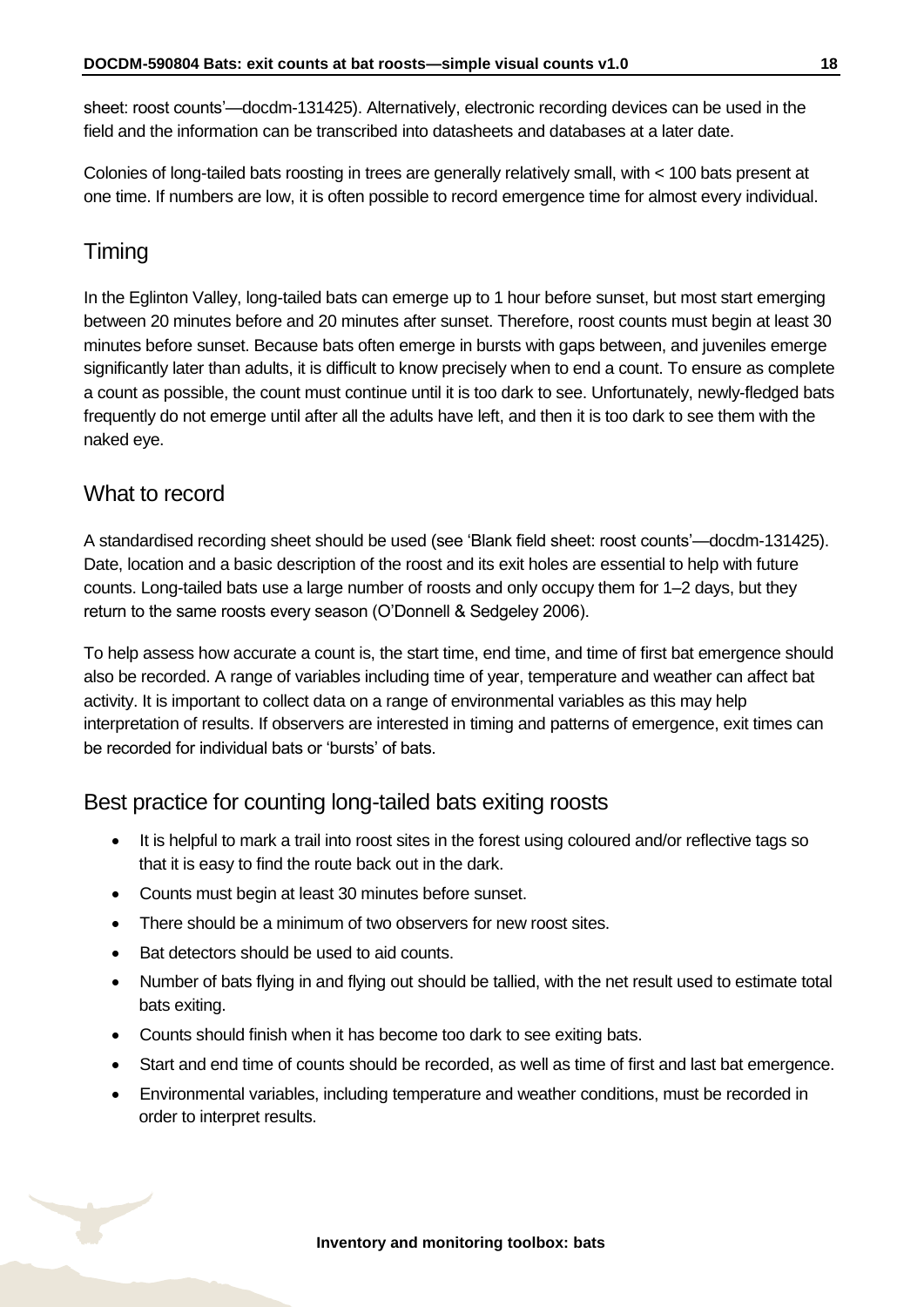sheet: roost counts'—docdm-131425). Alternatively, electronic recording devices can be used in the field and the information can be transcribed into datasheets and databases at a later date.

Colonies of long-tailed bats roosting in trees are generally relatively small, with < 100 bats present at one time. If numbers are low, it is often possible to record emergence time for almost every individual.

## Timing

In the Eglinton Valley, long-tailed bats can emerge up to 1 hour before sunset, but most start emerging between 20 minutes before and 20 minutes after sunset. Therefore, roost counts must begin at least 30 minutes before sunset. Because bats often emerge in bursts with gaps between, and juveniles emerge significantly later than adults, it is difficult to know precisely when to end a count. To ensure as complete a count as possible, the count must continue until it is too dark to see. Unfortunately, newly-fledged bats frequently do not emerge until after all the adults have left, and then it is too dark to see them with the naked eye.

## What to record

A standardised recording sheet should be used (see 'Blank field sheet: roost counts'—docdm-131425). Date, location and a basic description of the roost and its exit holes are essential to help with future counts. Long-tailed bats use a large number of roosts and only occupy them for 1–2 days, but they return to the same roosts every season (O'Donnell & Sedgeley 2006).

To help assess how accurate a count is, the start time, end time, and time of first bat emergence should also be recorded. A range of variables including time of year, temperature and weather can affect bat activity. It is important to collect data on a range of environmental variables as this may help interpretation of results. If observers are interested in timing and patterns of emergence, exit times can be recorded for individual bats or 'bursts' of bats.

## Best practice for counting long-tailed bats exiting roosts

- It is helpful to mark a trail into roost sites in the forest using coloured and/or reflective tags so that it is easy to find the route back out in the dark.
- Counts must begin at least 30 minutes before sunset.
- There should be a minimum of two observers for new roost sites.
- Bat detectors should be used to aid counts.
- Number of bats flying in and flying out should be tallied, with the net result used to estimate total bats exiting.
- Counts should finish when it has become too dark to see exiting bats.
- Start and end time of counts should be recorded, as well as time of first and last bat emergence.
- Environmental variables, including temperature and weather conditions, must be recorded in order to interpret results.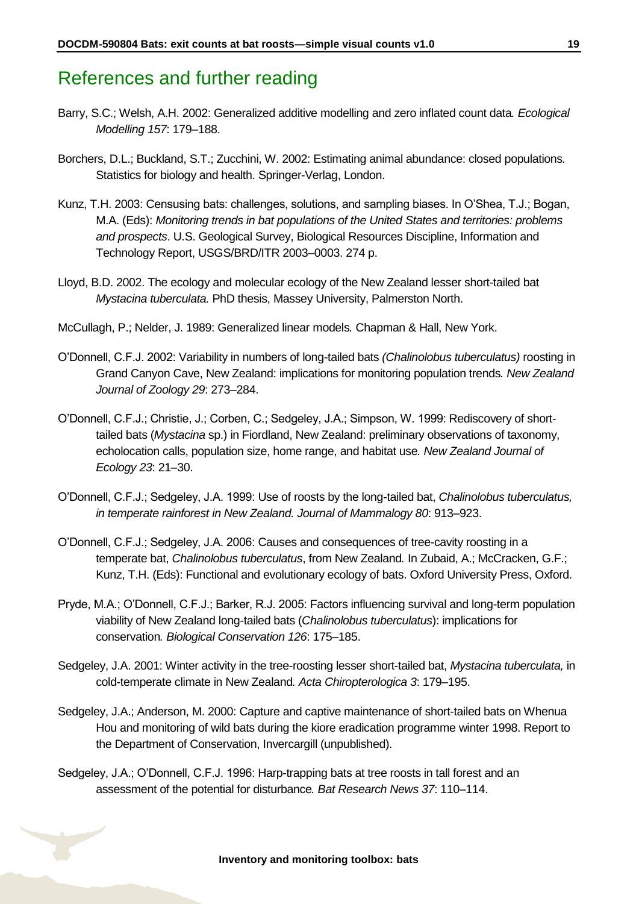# References and further reading

Barry, S.C.; Welsh, A.H. 2002: Generalized additive modelling and zero inflated count data. *Ecological Modelling 157*: 179–188.

Borchers, D.L.; Buckland, S.T.; Zucchini, W. 2002: Estimating animal abundance: closed populations. Statistics for biology and health. Springer-Verlag, London.

Kunz, T.H. 2003: Censusing bats: challenges, solutions, and sampling biases. In O'Shea, T.J.; Bogan, M.A. (Eds): *Monitoring trends in bat populations of the United States and territories: problems and prospects*. U.S. Geological Survey, Biological Resources Discipline, Information and Technology Report, USGS/BRD/ITR 2003–0003. 274 p.

Lloyd, B.D. 2002. The ecology and molecular ecology of the New Zealand lesser short-tailed bat *Mystacina tuberculata.* PhD thesis, Massey University, Palmerston North.

McCullagh, P.; Nelder, J. 1989: Generalized linear models. Chapman & Hall, New York.

O'Donnell, C.F.J. 2002: Variability in numbers of long-tailed bats *(Chalinolobus tuberculatus)* roosting in Grand Canyon Cave, New Zealand: implications for monitoring population trends. *New Zealand Journal of Zoology 29*: 273–284.

O'Donnell, C.F.J.; Christie, J.; Corben, C.; Sedgeley, J.A.; Simpson, W. 1999: Rediscovery of short-tailed bats (*Mystacina* sp.) in Fiordland, New Zealand: preliminary observations of taxonomy, echolocation calls, population size, home range, and habitat use. *New Zealand Journal of Ecology 23*: 21–30.

O'Donnell, C.F.J.; Sedgeley, J.A. 1999: Use of roosts by the long-tailed bat, *Chalinolobus tuberculatus, in temperate rainforest in New Zealand. Journal of Mammalogy 80*: 913–923.

O'Donnell, C.F.J.; Sedgeley, J.A. 2006: Causes and consequences of tree-cavity roosting in a temperate bat, *Chalinolobus tuberculatus*, from New Zealand. In Zubaid, A.; McCracken, G.F.; Kunz, T.H. (Eds): Functional and evolutionary ecology of bats. Oxford University Press, Oxford.

Pryde, M.A.; O'Donnell, C.F.J.; Barker, R.J. 2005: Factors influencing survival and long-term population viability of New Zealand long-tailed bats (*Chalinolobus tuberculatus*): implications for conservation. *Biological Conservation 126*: 175–185.

Sedgeley, J.A. 2001: Winter activity in the tree-roosting lesser short-tailed bat, *Mystacina tuberculata,* in cold-temperate climate in New Zealand. *Acta Chiropterologica 3*: 179–195.

Sedgeley, J.A.; Anderson, M. 2000: Capture and captive maintenance of short-tailed bats on Whenua Hou and monitoring of wild bats during the kiore eradication programme winter 1998. Report to the Department of Conservation, Invercargill (unpublished).

Sedgeley, J.A.; O'Donnell, C.F.J. 1996: Harp-trapping bats at tree roosts in tall forest and an assessment of the potential for disturbance. *Bat Research News 37*: 110–114.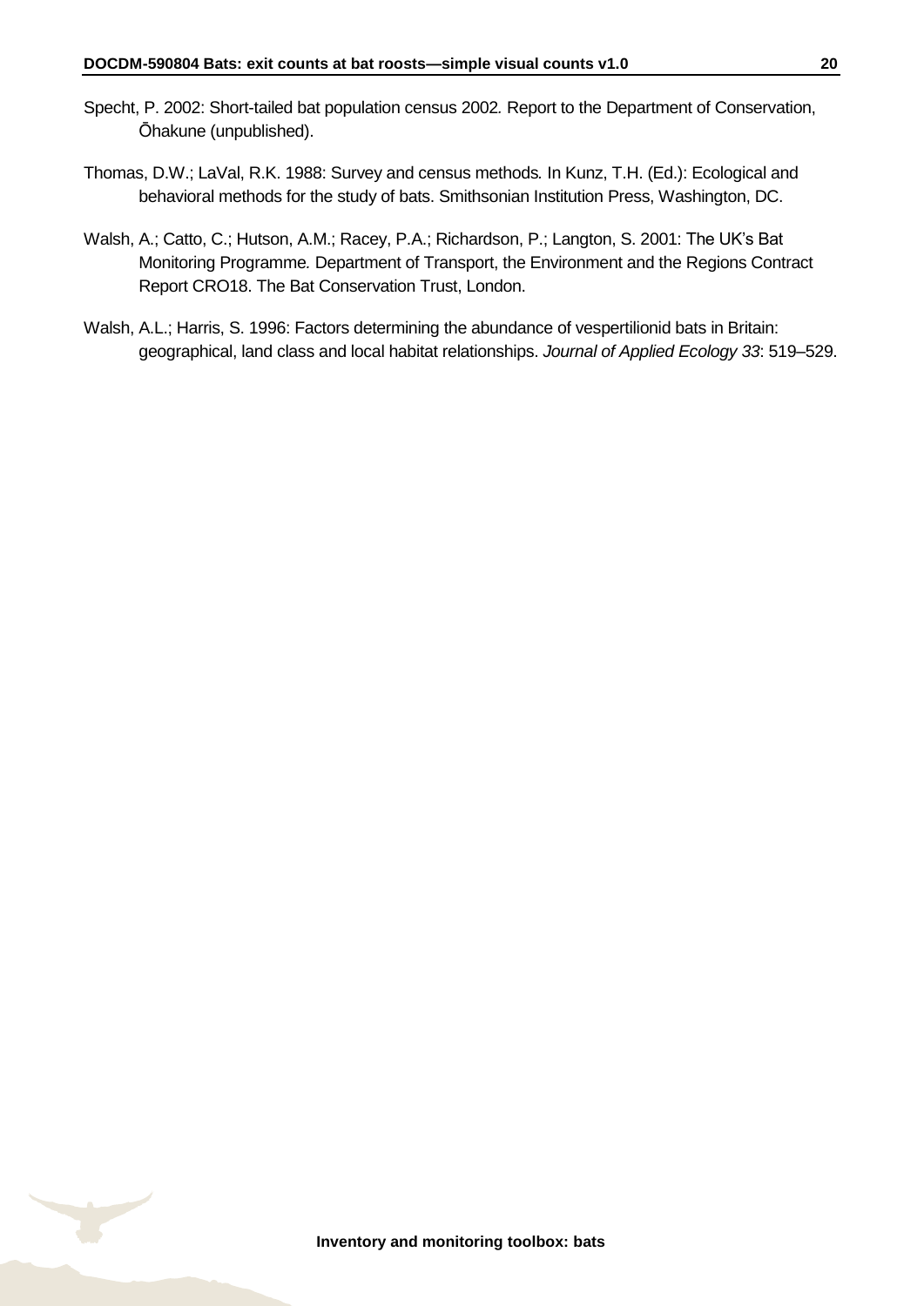Specht, P. 2002: Short-tailed bat population census 2002. Report to the Department of Conservation, Ōhakune (unpublished).

Thomas, D.W.; LaVal, R.K. 1988: Survey and census methods. In Kunz, T.H. (Ed.): Ecological and behavioral methods for the study of bats. Smithsonian Institution Press, Washington, DC.

Walsh, A.; Catto, C.; Hutson, A.M.; Racey, P.A.; Richardson, P.; Langton, S. 2001: The UK's Bat Monitoring Programme. Department of Transport, the Environment and the Regions Contract Report CRO18. The Bat Conservation Trust, London.

Walsh, A.L.; Harris, S. 1996: Factors determining the abundance of vespertilionid bats in Britain: geographical, land class and local habitat relationships. *Journal of Applied Ecology 33*: 519–529.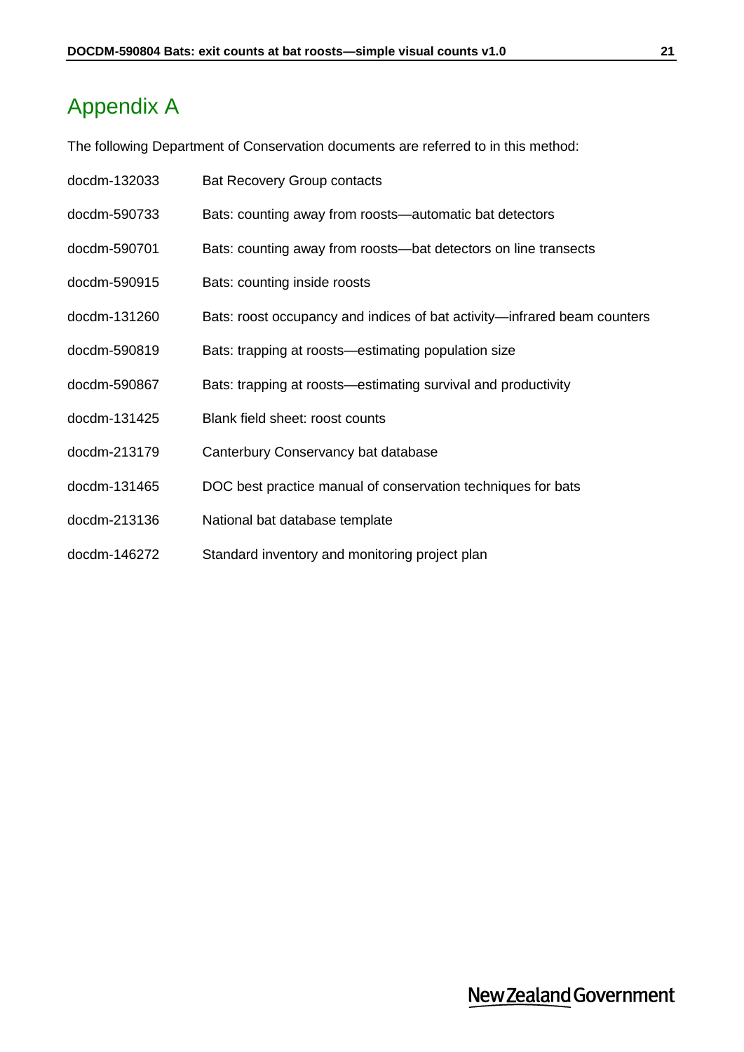# Appendix A

The following Department of Conservation documents are referred to in this method:

| | |
|---|---|
| docdm-132033 | Bat Recovery Group contacts |
| docdm-590733 | Bats: counting away from roosts—automatic bat detectors |
| docdm-590701 | Bats: counting away from roosts—bat detectors on line transects |
| docdm-590915 | Bats: counting inside roosts |
| docdm-131260 | Bats: roost occupancy and indices of bat activity—infrared beam counters |
| docdm-590819 | Bats: trapping at roosts—estimating population size |
| docdm-590867 | Bats: trapping at roosts—estimating survival and productivity |
| docdm-131425 | Blank field sheet: roost counts |
| docdm-213179 | Canterbury Conservancy bat database |
| docdm-131465 | DOC best practice manual of conservation techniques for bats |
| docdm-213136 | National bat database template |
| docdm-146272 | Standard inventory and monitoring project plan |